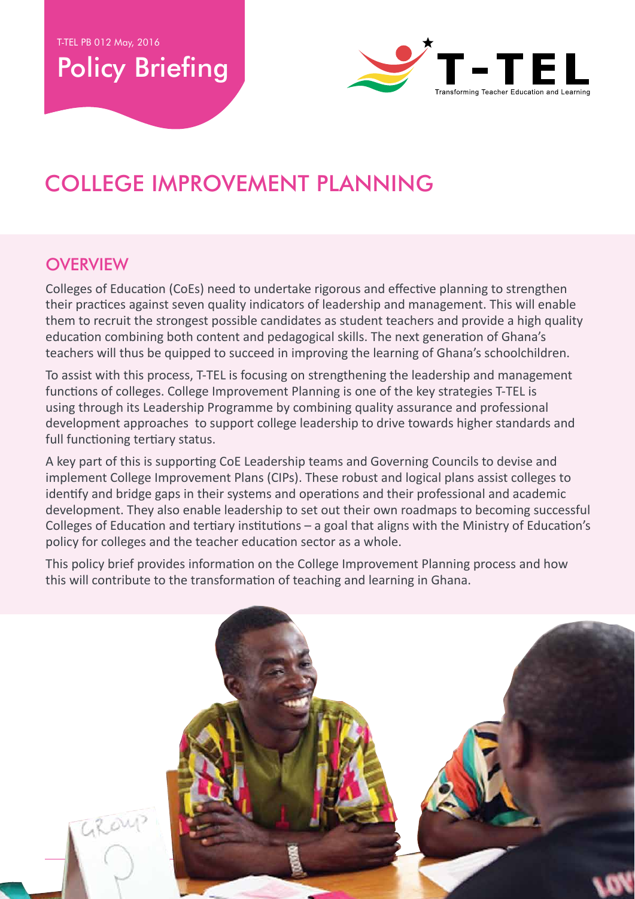T-TEL PB 012 May, 2016

Policy Briefing

T-TEL
Transforming Teacher Education and Learning

# COLLEGE IMPROVEMENT PLANNING

## OVERVIEW

Colleges of Education (CoEs) need to undertake rigorous and effective planning to strengthen their practices against seven quality indicators of leadership and management. This will enable them to recruit the strongest possible candidates as student teachers and provide a high quality education combining both content and pedagogical skills. The next generation of Ghana's teachers will thus be quipped to succeed in improving the learning of Ghana's schoolchildren.

To assist with this process, T-TEL is focusing on strengthening the leadership and management functions of colleges. College Improvement Planning is one of the key strategies T-TEL is using through its Leadership Programme by combining quality assurance and professional development approaches to support college leadership to drive towards higher standards and full functioning tertiary status.

A key part of this is supporting CoE Leadership teams and Governing Councils to devise and implement College Improvement Plans (CIPs). These robust and logical plans assist colleges to identify and bridge gaps in their systems and operations and their professional and academic development. They also enable leadership to set out their own roadmaps to becoming successful Colleges of Education and tertiary institutions – a goal that aligns with the Ministry of Education's policy for colleges and the teacher education sector as a whole.

This policy brief provides information on the College Improvement Planning process and how this will contribute to the transformation of teaching and learning in Ghana.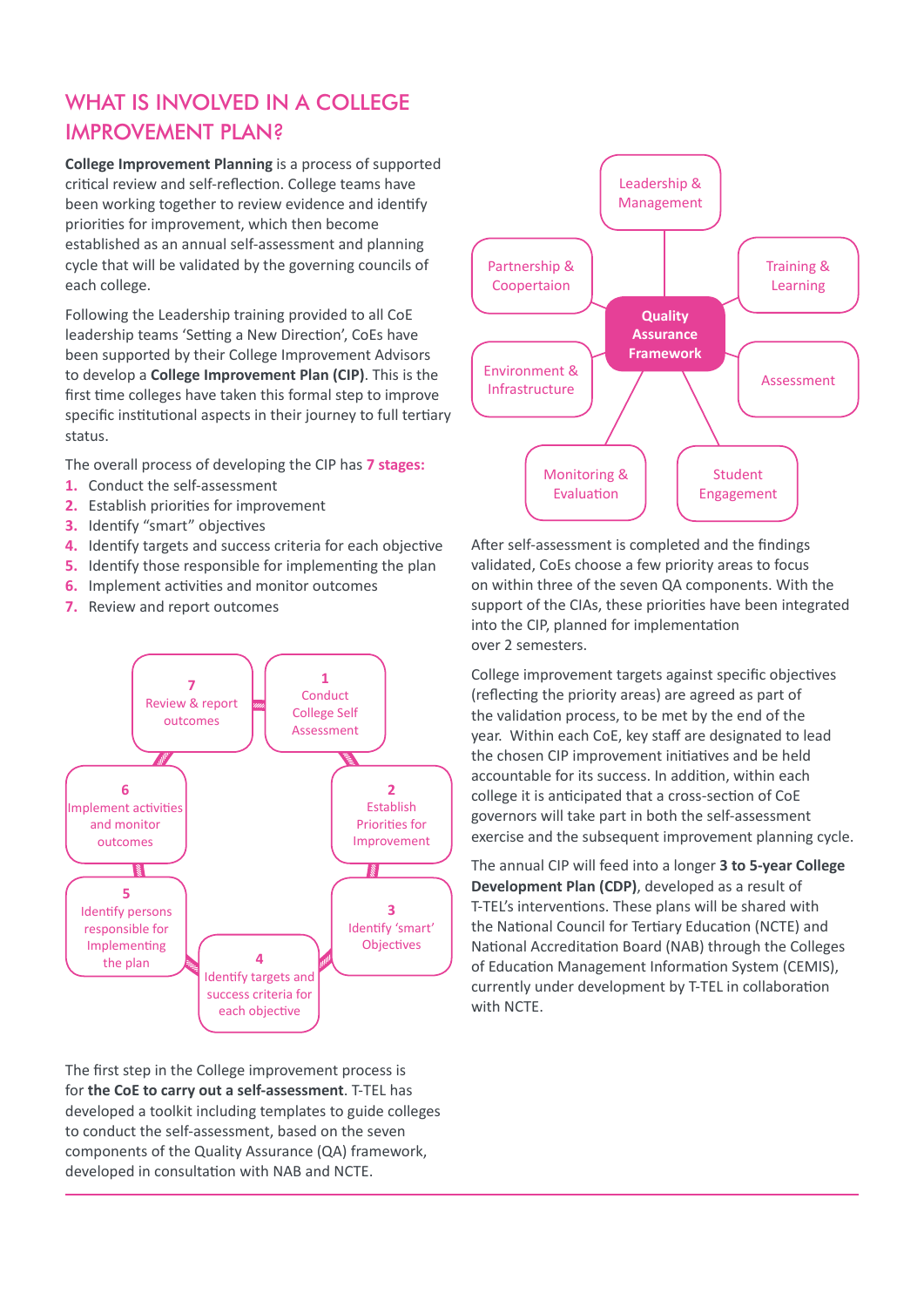## WHAT IS INVOLVED IN A COLLEGE IMPROVEMENT PLAN?

**College Improvement Planning** is a process of supported critical review and self-reflection. College teams have been working together to review evidence and identify priorities for improvement, which then become established as an annual self-assessment and planning cycle that will be validated by the governing councils of each college.

Following the Leadership training provided to all CoE leadership teams 'Setting a New Direction', CoEs have been supported by their College Improvement Advisors to develop a **College Improvement Plan (CIP)**. This is the first time colleges have taken this formal step to improve specific institutional aspects in their journey to full tertiary status.

The overall process of developing the CIP has **7 stages:**

1. Conduct the self-assessment
2. Establish priorities for improvement
3. Identify "smart" objectives
4. Identify targets and success criteria for each objective
5. Identify those responsible for implementing the plan
6. Implement activities and monitor outcomes
7. Review and report outcomes

1 Conduct College Self Assessment

2 Establish Priorities for Improvement

3 Identify 'smart' Objectives

4 Identify targets and success criteria for each objective

5 Identify persons responsible for Implementing the plan

6 Implement activities and monitor outcomes

7 Review & report outcomes

The first step in the College improvement process is for **the CoE to carry out a self-assessment**. T-TEL has developed a toolkit including templates to guide colleges to conduct the self-assessment, based on the seven components of the Quality Assurance (QA) framework, developed in consultation with NAB and NCTE.

Quality Assurance Framework: Leadership & Management; Training & Learning; Assessment; Student Engagement; Monitoring & Evaluation; Environment & Infrastructure; Partnership & Coopertaion

After self-assessment is completed and the findings validated, CoEs choose a few priority areas to focus on within three of the seven QA components. With the support of the CIAs, these priorities have been integrated into the CIP, planned for implementation over 2 semesters.

College improvement targets against specific objectives (reflecting the priority areas) are agreed as part of the validation process, to be met by the end of the year. Within each CoE, key staff are designated to lead the chosen CIP improvement initiatives and be held accountable for its success. In addition, within each college it is anticipated that a cross-section of CoE governors will take part in both the self-assessment exercise and the subsequent improvement planning cycle.

The annual CIP will feed into a longer **3 to 5-year College Development Plan (CDP)**, developed as a result of T-TEL's interventions. These plans will be shared with the National Council for Tertiary Education (NCTE) and National Accreditation Board (NAB) through the Colleges of Education Management Information System (CEMIS), currently under development by T-TEL in collaboration with NCTE.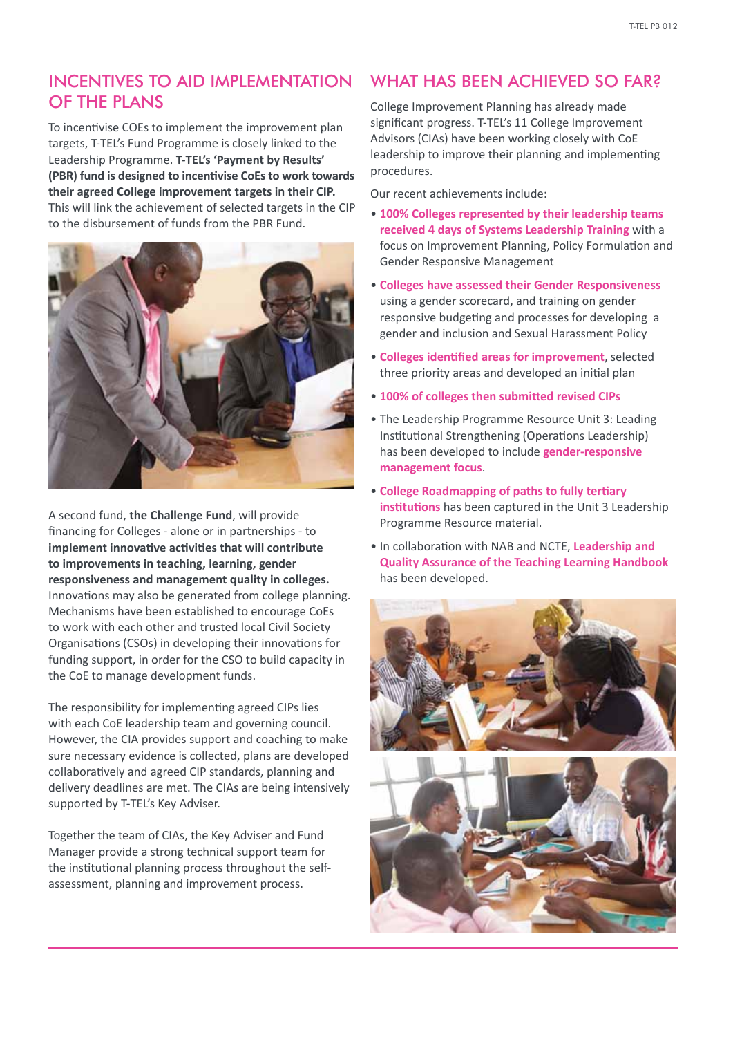## INCENTIVES TO AID IMPLEMENTATION OF THE PLANS

To incentivise COEs to implement the improvement plan targets, T-TEL's Fund Programme is closely linked to the Leadership Programme. **T-TEL's 'Payment by Results' (PBR) fund is designed to incentivise CoEs to work towards their agreed College improvement targets in their CIP.** This will link the achievement of selected targets in the CIP to the disbursement of funds from the PBR Fund.

A second fund, **the Challenge Fund**, will provide financing for Colleges - alone or in partnerships - to **implement innovative activities that will contribute to improvements in teaching, learning, gender responsiveness and management quality in colleges.** Innovations may also be generated from college planning. Mechanisms have been established to encourage CoEs to work with each other and trusted local Civil Society Organisations (CSOs) in developing their innovations for funding support, in order for the CSO to build capacity in the CoE to manage development funds.

The responsibility for implementing agreed CIPs lies with each CoE leadership team and governing council. However, the CIA provides support and coaching to make sure necessary evidence is collected, plans are developed collaboratively and agreed CIP standards, planning and delivery deadlines are met. The CIAs are being intensively supported by T-TEL's Key Adviser.

Together the team of CIAs, the Key Adviser and Fund Manager provide a strong technical support team for the institutional planning process throughout the self-assessment, planning and improvement process.

## WHAT HAS BEEN ACHIEVED SO FAR?

College Improvement Planning has already made significant progress. T-TEL's 11 College Improvement Advisors (CIAs) have been working closely with CoE leadership to improve their planning and implementing procedures.

Our recent achievements include:

- **100% Colleges represented by their leadership teams received 4 days of Systems Leadership Training** with a focus on Improvement Planning, Policy Formulation and Gender Responsive Management
- **Colleges have assessed their Gender Responsiveness** using a gender scorecard, and training on gender responsive budgeting and processes for developing a gender and inclusion and Sexual Harassment Policy
- **Colleges identified areas for improvement**, selected three priority areas and developed an initial plan
- **100% of colleges then submitted revised CIPs**
- The Leadership Programme Resource Unit 3: Leading Institutional Strengthening (Operations Leadership) has been developed to include **gender-responsive management focus**.
- **College Roadmapping of paths to fully tertiary institutions** has been captured in the Unit 3 Leadership Programme Resource material.
- In collaboration with NAB and NCTE, **Leadership and Quality Assurance of the Teaching Learning Handbook** has been developed.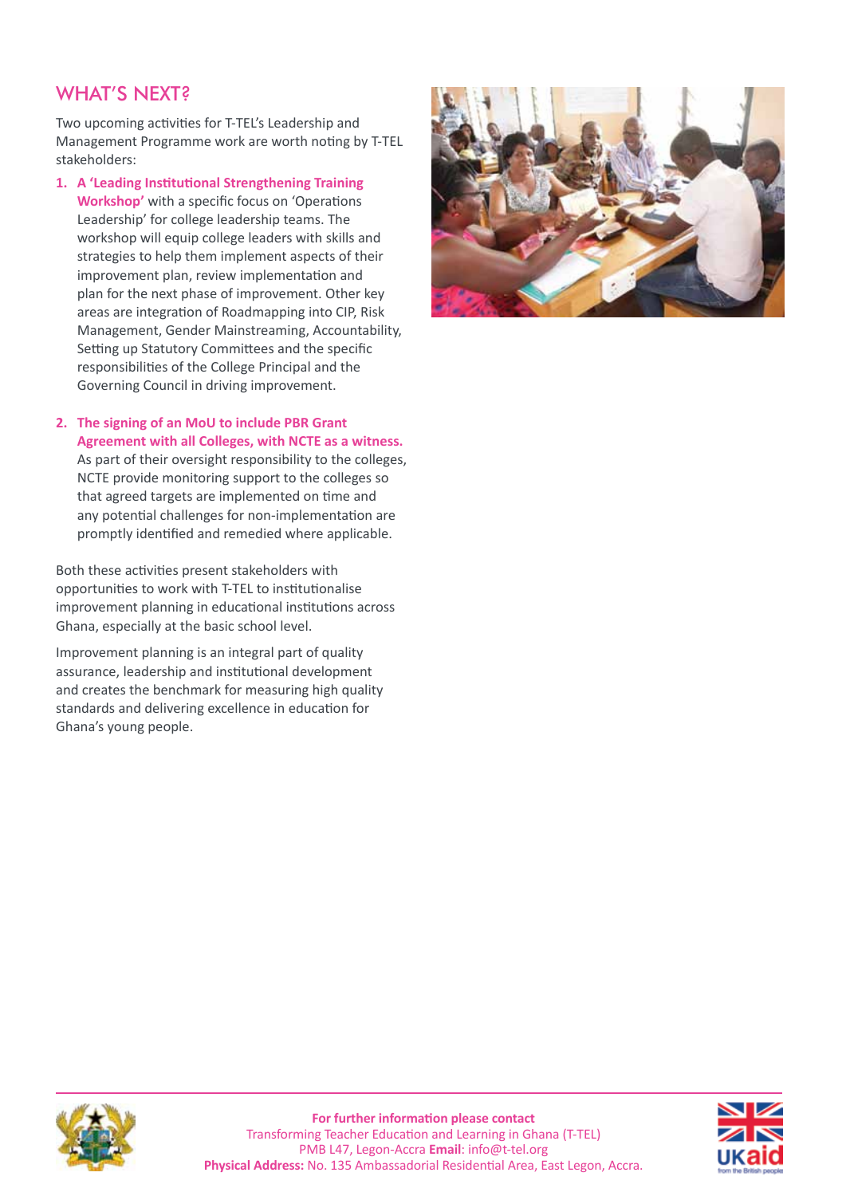## WHAT'S NEXT?

Two upcoming activities for T-TEL's Leadership and Management Programme work are worth noting by T-TEL stakeholders:

1. **A 'Leading Institutional Strengthening Training Workshop'** with a specific focus on 'Operations Leadership' for college leadership teams. The workshop will equip college leaders with skills and strategies to help them implement aspects of their improvement plan, review implementation and plan for the next phase of improvement. Other key areas are integration of Roadmapping into CIP, Risk Management, Gender Mainstreaming, Accountability, Setting up Statutory Committees and the specific responsibilities of the College Principal and the Governing Council in driving improvement.

2. **The signing of an MoU to include PBR Grant Agreement with all Colleges, with NCTE as a witness.** As part of their oversight responsibility to the colleges, NCTE provide monitoring support to the colleges so that agreed targets are implemented on time and any potential challenges for non-implementation are promptly identified and remedied where applicable.

Both these activities present stakeholders with opportunities to work with T-TEL to institutionalise improvement planning in educational institutions across Ghana, especially at the basic school level.

Improvement planning is an integral part of quality assurance, leadership and institutional development and creates the benchmark for measuring high quality standards and delivering excellence in education for Ghana's young people.

**For further information please contact**
Transforming Teacher Education and Learning in Ghana (T-TEL)
PMB L47, Legon-Accra **Email**: info@t-tel.org
**Physical Address:** No. 135 Ambassadorial Residential Area, East Legon, Accra.